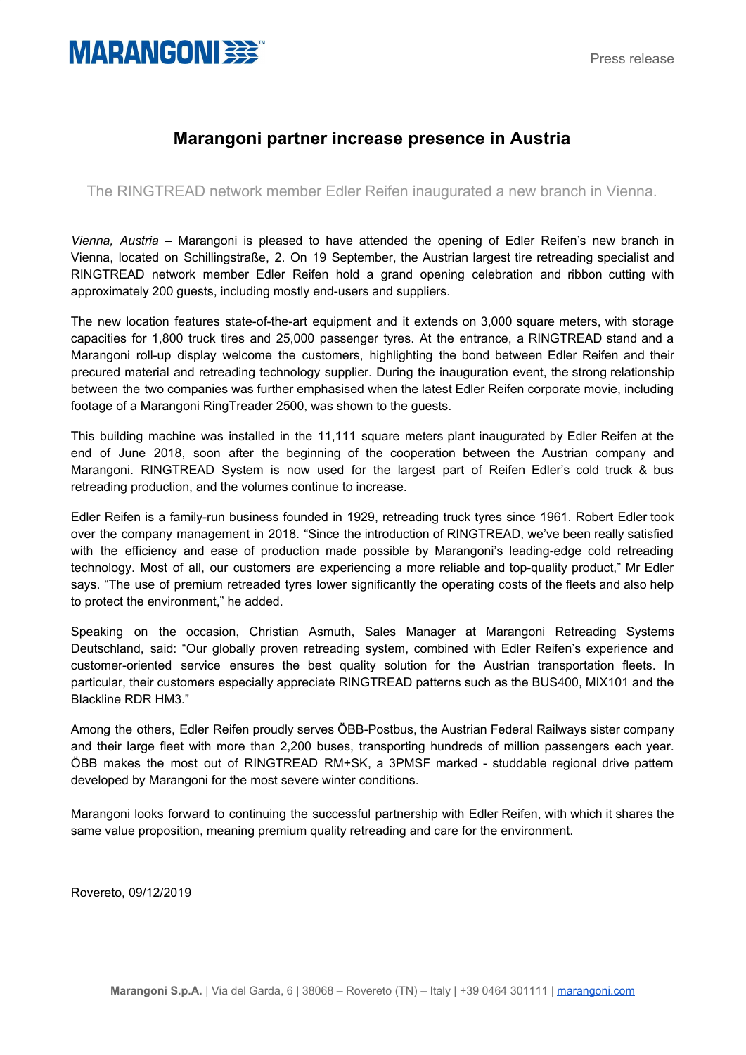Press release

# Marangoni partner increase presence in Austria

The RINGTREAD network member Edler Reifen inaugurated a new branch in Vienna.

*Vienna, Austria* – Marangoni is pleased to have attended the opening of Edler Reifen's new branch in Vienna, located on Schillingstraße, 2. On 19 September, the Austrian largest tire retreading specialist and RINGTREAD network member Edler Reifen hold a grand opening celebration and ribbon cutting with approximately 200 guests, including mostly end-users and suppliers.

The new location features state-of-the-art equipment and it extends on 3,000 square meters, with storage capacities for 1,800 truck tires and 25,000 passenger tyres. At the entrance, a RINGTREAD stand and a Marangoni roll-up display welcome the customers, highlighting the bond between Edler Reifen and their precured material and retreading technology supplier. During the inauguration event, the strong relationship between the two companies was further emphasised when the latest Edler Reifen corporate movie, including footage of a Marangoni RingTreader 2500, was shown to the guests.

This building machine was installed in the 11,111 square meters plant inaugurated by Edler Reifen at the end of June 2018, soon after the beginning of the cooperation between the Austrian company and Marangoni. RINGTREAD System is now used for the largest part of Reifen Edler's cold truck & bus retreading production, and the volumes continue to increase.

Edler Reifen is a family-run business founded in 1929, retreading truck tyres since 1961. Robert Edler took over the company management in 2018. "Since the introduction of RINGTREAD, we've been really satisfied with the efficiency and ease of production made possible by Marangoni's leading-edge cold retreading technology. Most of all, our customers are experiencing a more reliable and top-quality product," Mr Edler says. "The use of premium retreaded tyres lower significantly the operating costs of the fleets and also help to protect the environment," he added.

Speaking on the occasion, Christian Asmuth, Sales Manager at Marangoni Retreading Systems Deutschland, said: "Our globally proven retreading system, combined with Edler Reifen's experience and customer-oriented service ensures the best quality solution for the Austrian transportation fleets. In particular, their customers especially appreciate RINGTREAD patterns such as the BUS400, MIX101 and the Blackline RDR HM3."

Among the others, Edler Reifen proudly serves ÖBB-Postbus, the Austrian Federal Railways sister company and their large fleet with more than 2,200 buses, transporting hundreds of million passengers each year. ÖBB makes the most out of RINGTREAD RM+SK, a 3PMSF marked - studdable regional drive pattern developed by Marangoni for the most severe winter conditions.

Marangoni looks forward to continuing the successful partnership with Edler Reifen, with which it shares the same value proposition, meaning premium quality retreading and care for the environment.

Rovereto, 09/12/2019

**Marangoni S.p.A.** | Via del Garda, 6 | 38068 – Rovereto (TN) – Italy | +39 0464 301111 | marangoni.com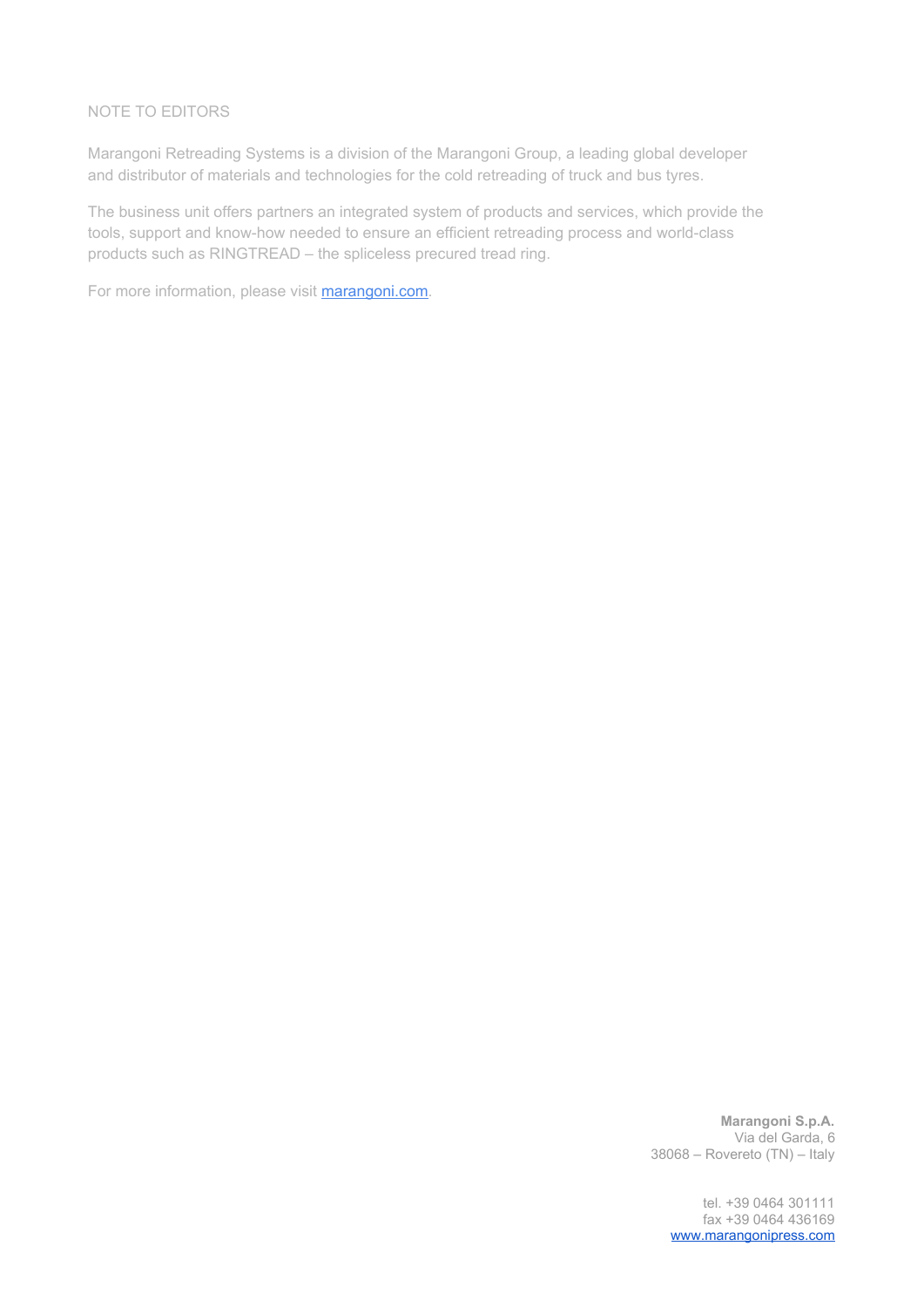NOTE TO EDITORS

Marangoni Retreading Systems is a division of the Marangoni Group, a leading global developer and distributor of materials and technologies for the cold retreading of truck and bus tyres.

The business unit offers partners an integrated system of products and services, which provide the tools, support and know-how needed to ensure an efficient retreading process and world-class products such as RINGTREAD – the spliceless precured tread ring.

For more information, please visit [marangoni.com](http://marangoni.com).

**Marangoni S.p.A.**
Via del Garda, 6
38068 – Rovereto (TN) – Italy

tel. +39 0464 301111
fax +39 0464 436169
[www.marangonipress.com](http://www.marangonipress.com)